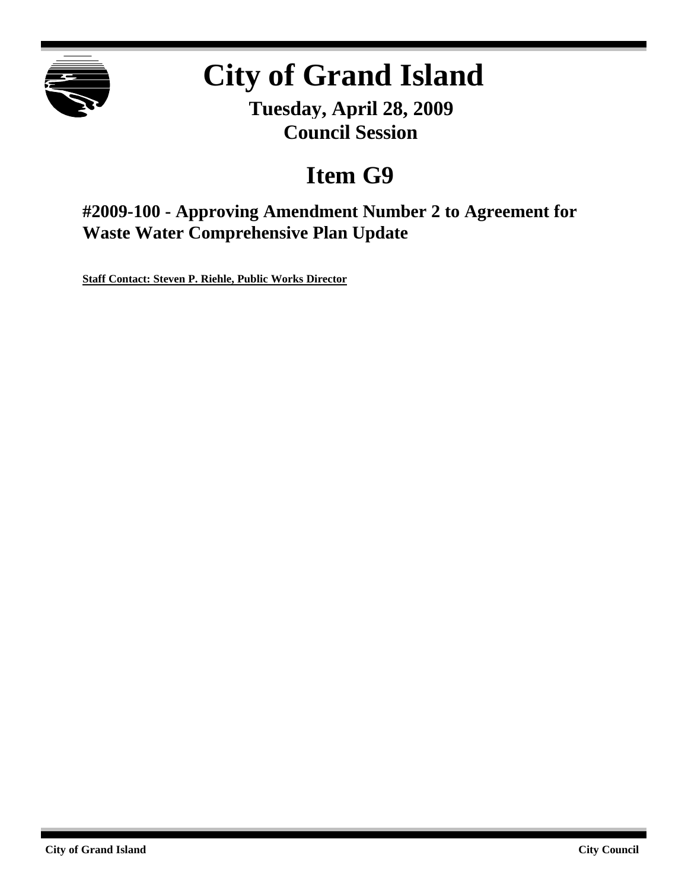# City of Grand Island

**Tuesday, April 28, 2009**
**Council Session**

## Item G9

### #2009-100 - Approving Amendment Number 2 to Agreement for Waste Water Comprehensive Plan Update

**Staff Contact: Steven P. Riehle, Public Works Director**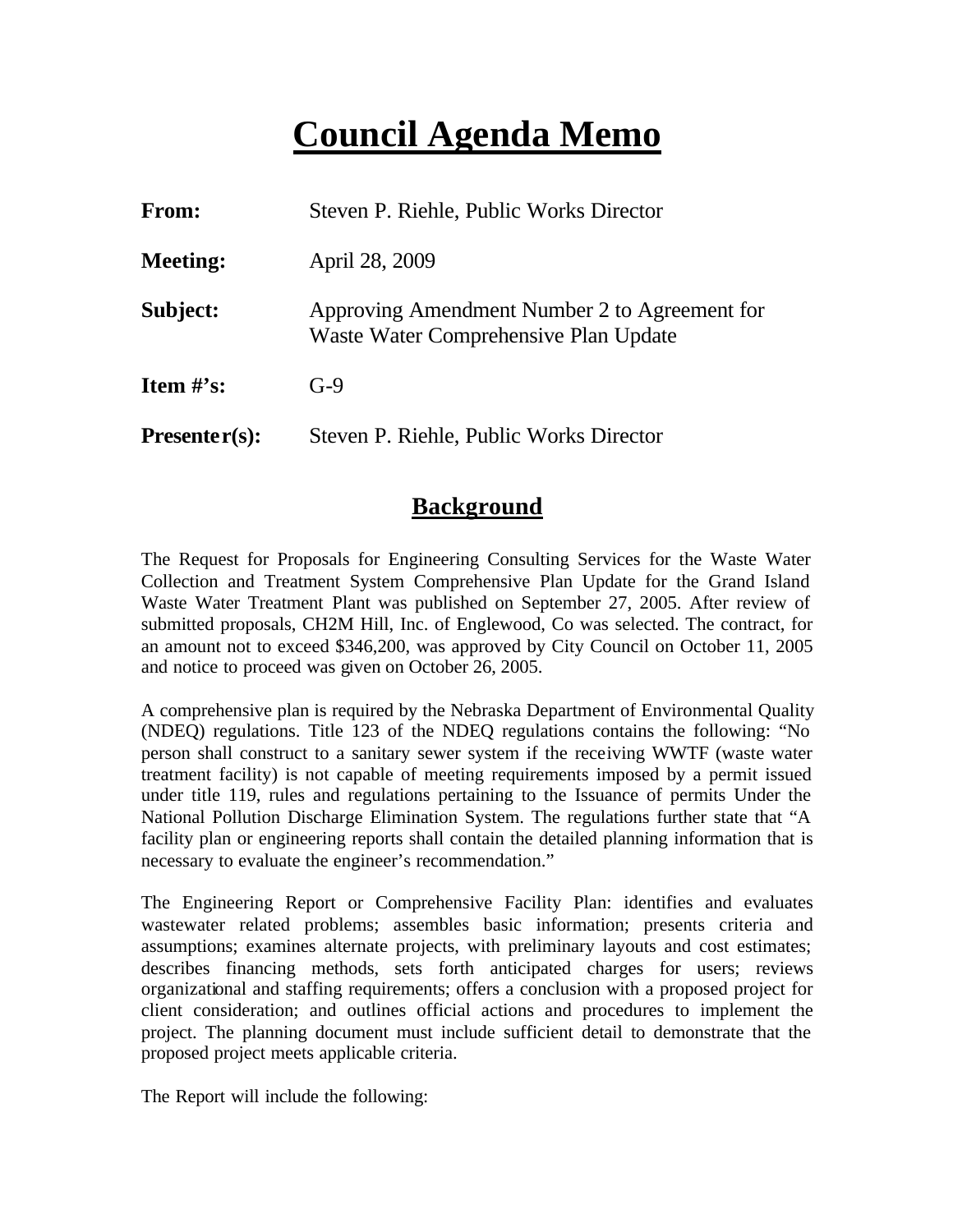# Council Agenda Memo

| | |
|---|---|
| **From:** | Steven P. Riehle, Public Works Director |
| **Meeting:** | April 28, 2009 |
| **Subject:** | Approving Amendment Number 2 to Agreement for Waste Water Comprehensive Plan Update |
| **Item #'s:** | G-9 |
| **Presenter(s):** | Steven P. Riehle, Public Works Director |

## Background

The Request for Proposals for Engineering Consulting Services for the Waste Water Collection and Treatment System Comprehensive Plan Update for the Grand Island Waste Water Treatment Plant was published on September 27, 2005. After review of submitted proposals, CH2M Hill, Inc. of Englewood, Co was selected. The contract, for an amount not to exceed $346,200, was approved by City Council on October 11, 2005 and notice to proceed was given on October 26, 2005.

A comprehensive plan is required by the Nebraska Department of Environmental Quality (NDEQ) regulations. Title 123 of the NDEQ regulations contains the following: "No person shall construct to a sanitary sewer system if the receiving WWTF (waste water treatment facility) is not capable of meeting requirements imposed by a permit issued under title 119, rules and regulations pertaining to the Issuance of permits Under the National Pollution Discharge Elimination System. The regulations further state that "A facility plan or engineering reports shall contain the detailed planning information that is necessary to evaluate the engineer's recommendation."

The Engineering Report or Comprehensive Facility Plan: identifies and evaluates wastewater related problems; assembles basic information; presents criteria and assumptions; examines alternate projects, with preliminary layouts and cost estimates; describes financing methods, sets forth anticipated charges for users; reviews organizational and staffing requirements; offers a conclusion with a proposed project for client consideration; and outlines official actions and procedures to implement the project. The planning document must include sufficient detail to demonstrate that the proposed project meets applicable criteria.

The Report will include the following: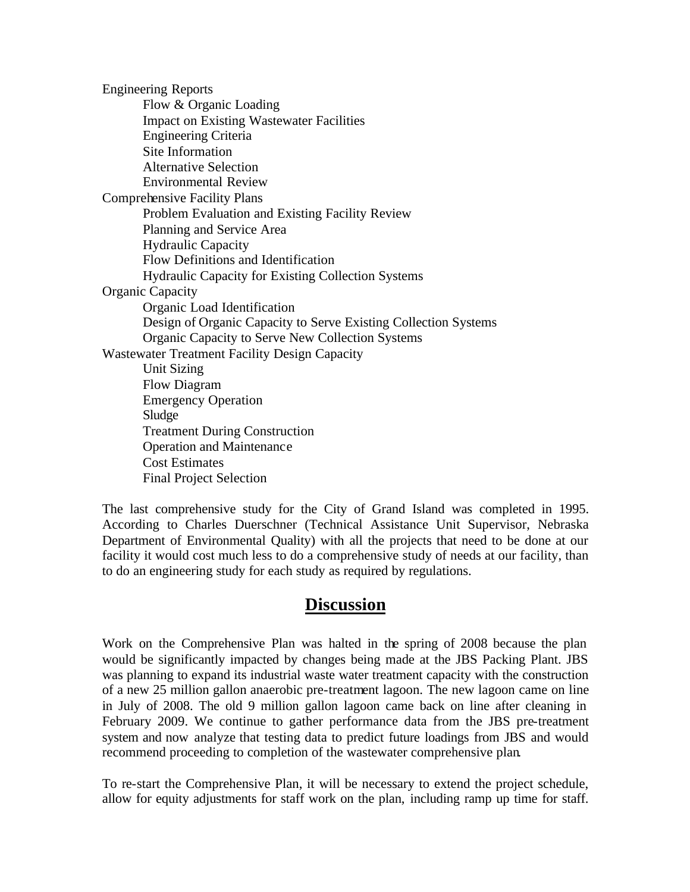Engineering Reports

- Flow & Organic Loading
- Impact on Existing Wastewater Facilities
- Engineering Criteria
- Site Information
- Alternative Selection
- Environmental Review

Comprehensive Facility Plans

- Problem Evaluation and Existing Facility Review
- Planning and Service Area
- Hydraulic Capacity
- Flow Definitions and Identification
- Hydraulic Capacity for Existing Collection Systems

Organic Capacity

- Organic Load Identification
- Design of Organic Capacity to Serve Existing Collection Systems
- Organic Capacity to Serve New Collection Systems

Wastewater Treatment Facility Design Capacity

- Unit Sizing
- Flow Diagram
- Emergency Operation
- Sludge
- Treatment During Construction
- Operation and Maintenance
- Cost Estimates
- Final Project Selection

The last comprehensive study for the City of Grand Island was completed in 1995. According to Charles Duerschner (Technical Assistance Unit Supervisor, Nebraska Department of Environmental Quality) with all the projects that need to be done at our facility it would cost much less to do a comprehensive study of needs at our facility, than to do an engineering study for each study as required by regulations.

## Discussion

Work on the Comprehensive Plan was halted in the spring of 2008 because the plan would be significantly impacted by changes being made at the JBS Packing Plant. JBS was planning to expand its industrial waste water treatment capacity with the construction of a new 25 million gallon anaerobic pre-treatment lagoon. The new lagoon came on line in July of 2008. The old 9 million gallon lagoon came back on line after cleaning in February 2009. We continue to gather performance data from the JBS pre-treatment system and now analyze that testing data to predict future loadings from JBS and would recommend proceeding to completion of the wastewater comprehensive plan.

To re-start the Comprehensive Plan, it will be necessary to extend the project schedule, allow for equity adjustments for staff work on the plan, including ramp up time for staff.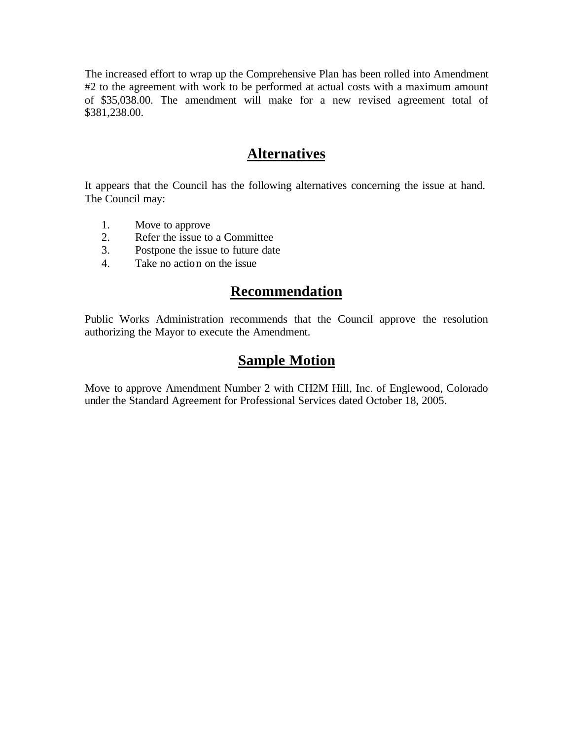The increased effort to wrap up the Comprehensive Plan has been rolled into Amendment #2 to the agreement with work to be performed at actual costs with a maximum amount of $35,038.00. The amendment will make for a new revised agreement total of $381,238.00.

## Alternatives

It appears that the Council has the following alternatives concerning the issue at hand. The Council may:

1. Move to approve
2. Refer the issue to a Committee
3. Postpone the issue to future date
4. Take no action on the issue

## Recommendation

Public Works Administration recommends that the Council approve the resolution authorizing the Mayor to execute the Amendment.

## Sample Motion

Move to approve Amendment Number 2 with CH2M Hill, Inc. of Englewood, Colorado under the Standard Agreement for Professional Services dated October 18, 2005.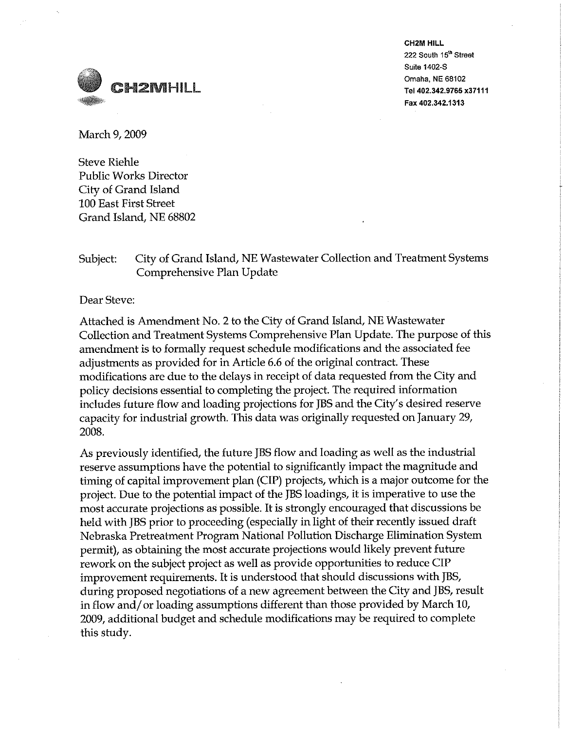CH2M HILL
222 South 15th Street
Suite 1402-S
Omaha, NE 68102
Tel 402.342.9765 x37111
Fax 402.342.1313

March 9, 2009

Steve Riehle
Public Works Director
City of Grand Island
100 East First Street
Grand Island, NE 68802

Subject: City of Grand Island, NE Wastewater Collection and Treatment Systems Comprehensive Plan Update

Dear Steve:

Attached is Amendment No. 2 to the City of Grand Island, NE Wastewater Collection and Treatment Systems Comprehensive Plan Update. The purpose of this amendment is to formally request schedule modifications and the associated fee adjustments as provided for in Article 6.6 of the original contract. These modifications are due to the delays in receipt of data requested from the City and policy decisions essential to completing the project. The required information includes future flow and loading projections for JBS and the City's desired reserve capacity for industrial growth. This data was originally requested on January 29, 2008.

As previously identified, the future JBS flow and loading as well as the industrial reserve assumptions have the potential to significantly impact the magnitude and timing of capital improvement plan (CIP) projects, which is a major outcome for the project. Due to the potential impact of the JBS loadings, it is imperative to use the most accurate projections as possible. It is strongly encouraged that discussions be held with JBS prior to proceeding (especially in light of their recently issued draft Nebraska Pretreatment Program National Pollution Discharge Elimination System permit), as obtaining the most accurate projections would likely prevent future rework on the subject project as well as provide opportunities to reduce CIP improvement requirements. It is understood that should discussions with JBS, during proposed negotiations of a new agreement between the City and JBS, result in flow and/or loading assumptions different than those provided by March 10, 2009, additional budget and schedule modifications may be required to complete this study.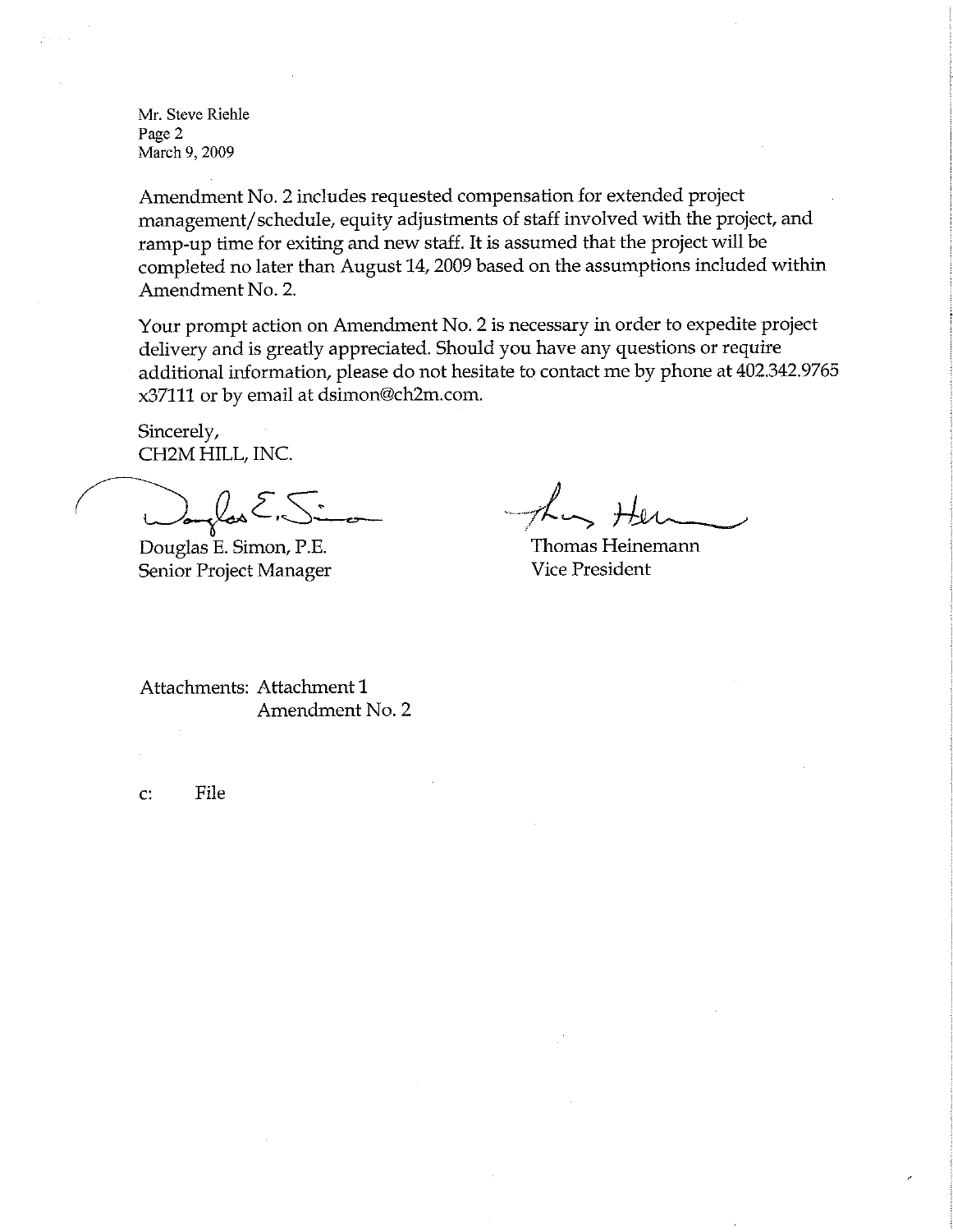Mr. Steve Riehle
Page 2
March 9, 2009

Amendment No. 2 includes requested compensation for extended project management/schedule, equity adjustments of staff involved with the project, and ramp-up time for exiting and new staff. It is assumed that the project will be completed no later than August 14, 2009 based on the assumptions included within Amendment No. 2.

Your prompt action on Amendment No. 2 is necessary in order to expedite project delivery and is greatly appreciated. Should you have any questions or require additional information, please do not hesitate to contact me by phone at 402.342.9765 x37111 or by email at dsimon@ch2m.com.

Sincerely,
CH2M HILL, INC.

Douglas E. Simon, P.E.
Senior Project Manager

Thomas Heinemann
Vice President

Attachments: Attachment 1
Amendment No. 2

c: File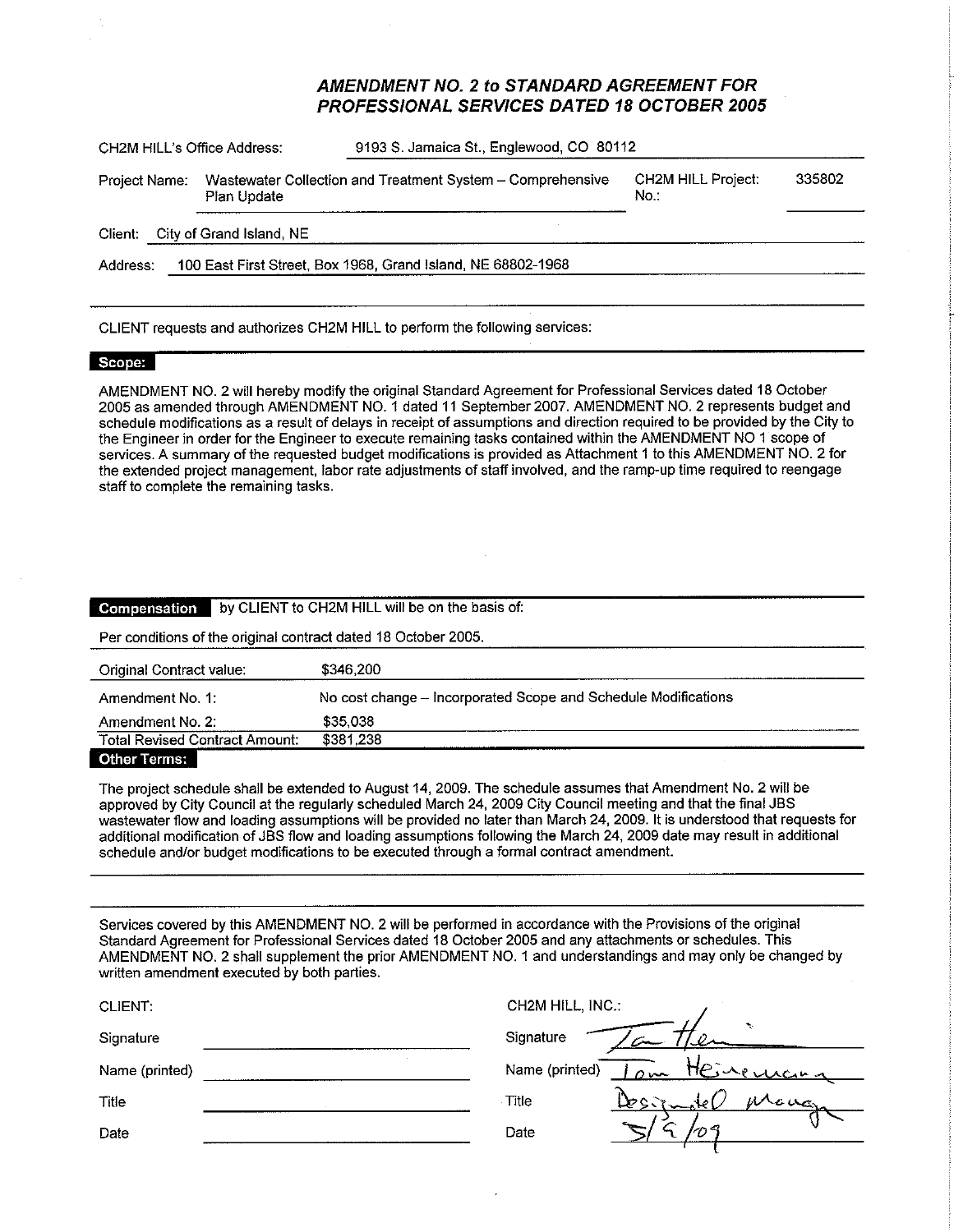# *AMENDMENT NO. 2 to STANDARD AGREEMENT FOR PROFESSIONAL SERVICES DATED 18 OCTOBER 2005*

CH2M HILL's Office Address: 9193 S. Jamaica St., Englewood, CO 80112

Project Name: Wastewater Collection and Treatment System – Comprehensive Plan Update

CH2M HILL Project No.: 335802

Client: City of Grand Island, NE

Address: 100 East First Street, Box 1968, Grand Island, NE 68802-1968

CLIENT requests and authorizes CH2M HILL to perform the following services:

**Scope:**

AMENDMENT NO. 2 will hereby modify the original Standard Agreement for Professional Services dated 18 October 2005 as amended through AMENDMENT NO. 1 dated 11 September 2007. AMENDMENT NO. 2 represents budget and schedule modifications as a result of delays in receipt of assumptions and direction required to be provided by the City to the Engineer in order for the Engineer to execute remaining tasks contained within the AMENDMENT NO 1 scope of services. A summary of the requested budget modifications is provided as Attachment 1 to this AMENDMENT NO. 2 for the extended project management, labor rate adjustments of staff involved, and the ramp-up time required to reengage staff to complete the remaining tasks.

**Compensation** by CLIENT to CH2M HILL will be on the basis of:

Per conditions of the original contract dated 18 October 2005.

| | |
|---|---|
| Original Contract value: | $346,200 |
| Amendment No. 1: | No cost change – Incorporated Scope and Schedule Modifications |
| Amendment No. 2: | $35,038 |
| Total Revised Contract Amount: | $381,238 |

**Other Terms:**

The project schedule shall be extended to August 14, 2009. The schedule assumes that Amendment No. 2 will be approved by City Council at the regularly scheduled March 24, 2009 City Council meeting and that the final JBS wastewater flow and loading assumptions will be provided no later than March 24, 2009. It is understood that requests for additional modification of JBS flow and loading assumptions following the March 24, 2009 date may result in additional schedule and/or budget modifications to be executed through a formal contract amendment.

Services covered by this AMENDMENT NO. 2 will be performed in accordance with the Provisions of the original Standard Agreement for Professional Services dated 18 October 2005 and any attachments or schedules. This AMENDMENT NO. 2 shall supplement the prior AMENDMENT NO. 1 and understandings and may only be changed by written amendment executed by both parties.

| CLIENT: | | CH2M HILL, INC.: | |
|---|---|---|---|
| Signature | | Signature | Tom Heinemann |
| Name (printed) | | Name (printed) | Tom Heinemann |
| Title | | Title | Designated Manager |
| Date | | Date | 3/9/09 |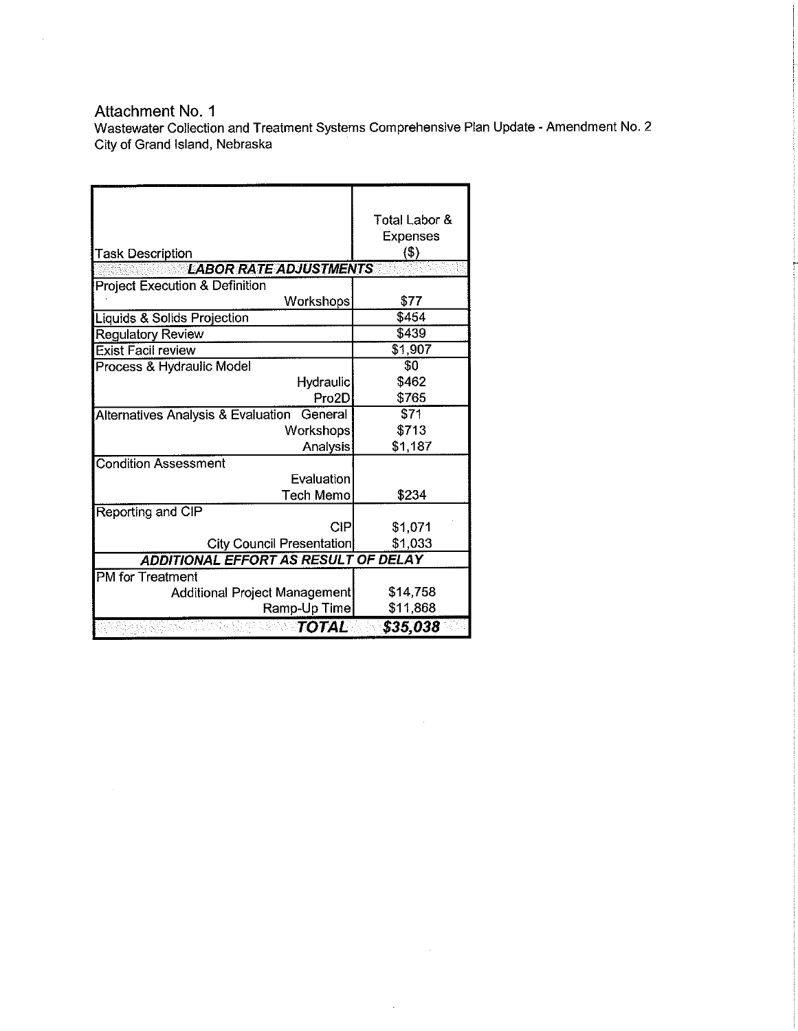Attachment No. 1

Wastewater Collection and Treatment Systems Comprehensive Plan Update - Amendment No. 2

City of Grand Island, Nebraska

| Task Description | Total Labor & Expenses ($) |
|---|---|
| ***LABOR RATE ADJUSTMENTS*** | |
| Project Execution & Definition | |
| Workshops | $77 |
| Liquids & Solids Projection | $454 |
| Regulatory Review | $439 |
| Exist Facil review | $1,907 |
| Process & Hydraulic Model | $0 |
| Hydraulic | $462 |
| Pro2D | $765 |
| Alternatives Analysis & Evaluation General | $71 |
| Workshops | $713 |
| Analysis | $1,187 |
| Condition Assessment | |
| Evaluation | |
| Tech Memo | $234 |
| Reporting and CIP | |
| CIP | $1,071 |
| City Council Presentation | $1,033 |
| ***ADDITIONAL EFFORT AS RESULT OF DELAY*** | |
| PM for Treatment | |
| Additional Project Management | $14,758 |
| Ramp-Up Time | $11,868 |
| ***TOTAL*** | ***$35,038*** |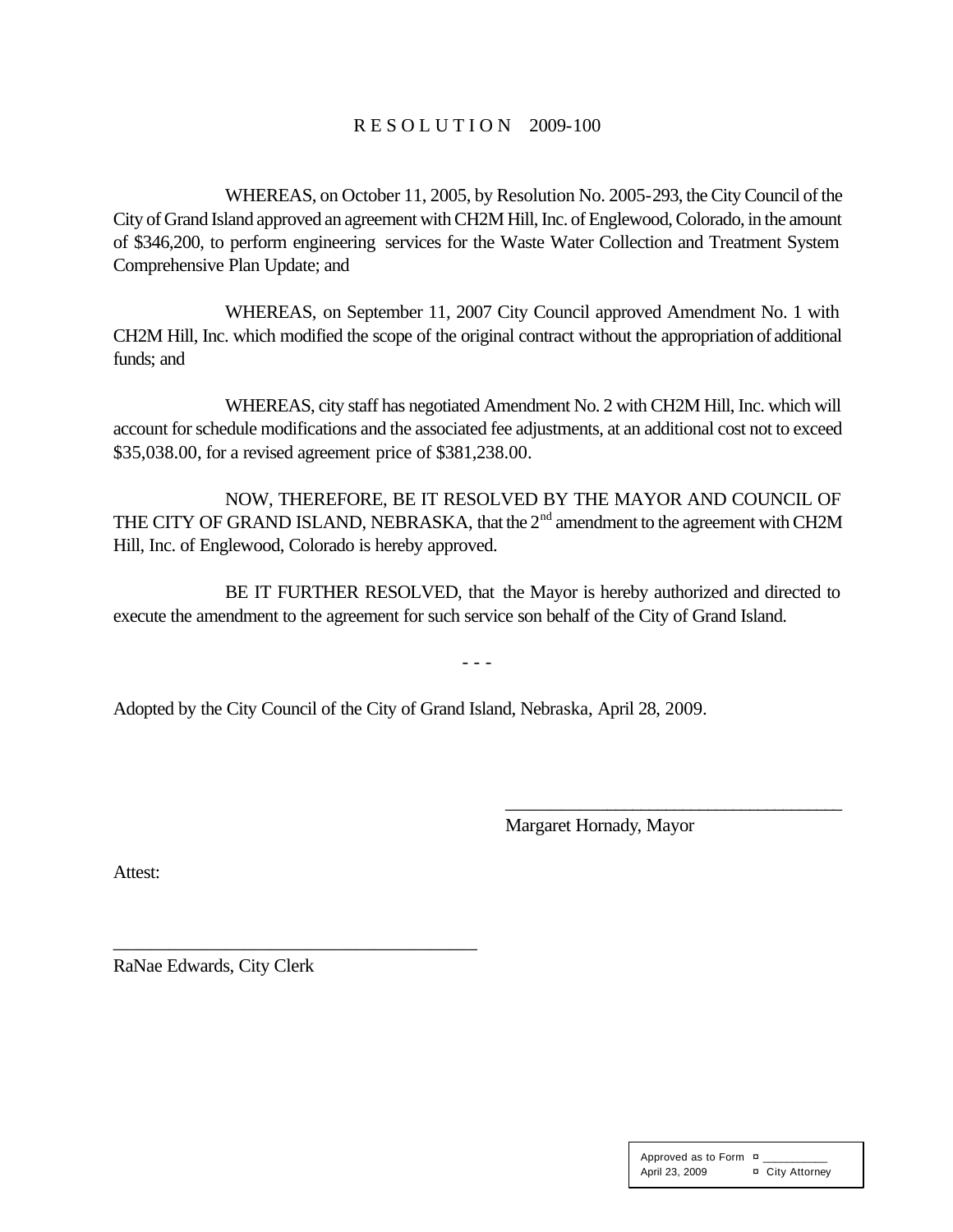# R E S O L U T I O N 2009-100

WHEREAS, on October 11, 2005, by Resolution No. 2005-293, the City Council of the City of Grand Island approved an agreement with CH2M Hill, Inc. of Englewood, Colorado, in the amount of $346,200, to perform engineering services for the Waste Water Collection and Treatment System Comprehensive Plan Update; and

WHEREAS, on September 11, 2007 City Council approved Amendment No. 1 with CH2M Hill, Inc. which modified the scope of the original contract without the appropriation of additional funds; and

WHEREAS, city staff has negotiated Amendment No. 2 with CH2M Hill, Inc. which will account for schedule modifications and the associated fee adjustments, at an additional cost not to exceed $35,038.00, for a revised agreement price of $381,238.00.

NOW, THEREFORE, BE IT RESOLVED BY THE MAYOR AND COUNCIL OF THE CITY OF GRAND ISLAND, NEBRASKA, that the 2nd amendment to the agreement with CH2M Hill, Inc. of Englewood, Colorado is hereby approved.

BE IT FURTHER RESOLVED, that the Mayor is hereby authorized and directed to execute the amendment to the agreement for such service son behalf of the City of Grand Island.

- - -

Adopted by the City Council of the City of Grand Island, Nebraska, April 28, 2009.

\_\_\_\_\_\_\_\_\_\_\_\_\_\_\_\_\_\_\_\_\_\_\_\_\_\_\_\_\_\_\_\_\_\_\_\_\_\_\_
Margaret Hornady, Mayor

Attest:

\_\_\_\_\_\_\_\_\_\_\_\_\_\_\_\_\_\_\_\_\_\_\_\_\_\_\_\_\_\_\_\_\_\_\_\_\_\_\_
RaNae Edwards, City Clerk

| | |
|---|---|
| Approved as to Form ¤ | \_\_\_\_\_\_\_\_\_\_ |
| April 23, 2009 | ¤ City Attorney |